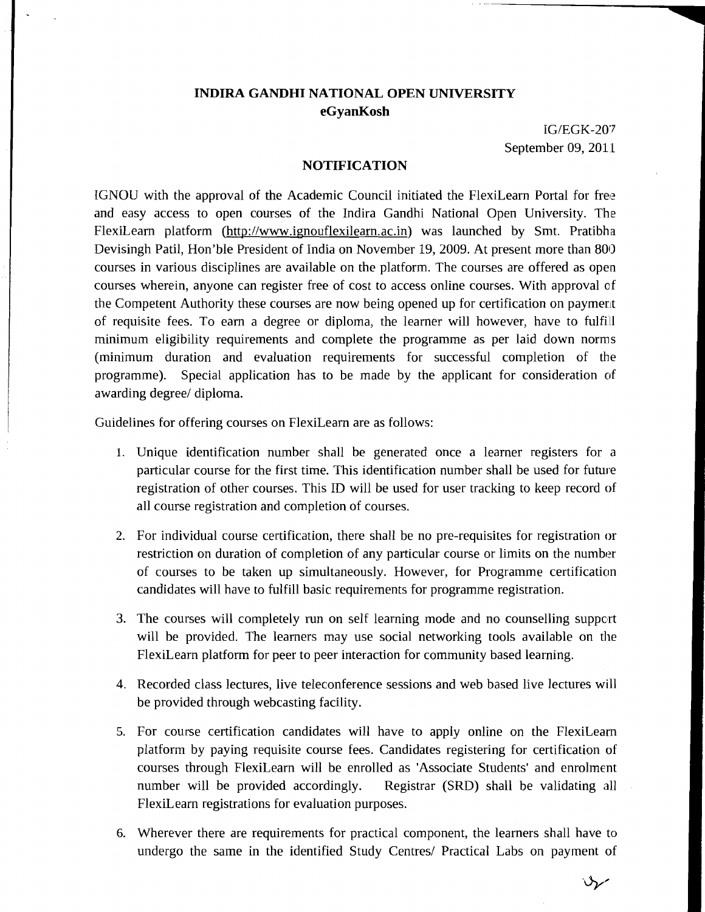# INDIRA GANDHI NATIONAL OPEN UNIVERSITY
## eGyanKosh

IG/EGK-207
September 09, 2011

### NOTIFICATION

IGNOU with the approval of the Academic Council initiated the FlexiLearn Portal for free and easy access to open courses of the Indira Gandhi National Open University. The FlexiLearn platform (http://www.ignouflexilearn.ac.in) was launched by Smt. Pratibha Devisingh Patil, Hon'ble President of India on November 19, 2009. At present more than 800 courses in various disciplines are available on the platform. The courses are offered as open courses wherein, anyone can register free of cost to access online courses. With approval of the Competent Authority these courses are now being opened up for certification on payment of requisite fees. To earn a degree or diploma, the learner will however, have to fulfill minimum eligibility requirements and complete the programme as per laid down norms (minimum duration and evaluation requirements for successful completion of the programme). Special application has to be made by the applicant for consideration of awarding degree/ diploma.

Guidelines for offering courses on FlexiLearn are as follows:

1. Unique identification number shall be generated once a learner registers for a particular course for the first time. This identification number shall be used for future registration of other courses. This ID will be used for user tracking to keep record of all course registration and completion of courses.

2. For individual course certification, there shall be no pre-requisites for registration or restriction on duration of completion of any particular course or limits on the number of courses to be taken up simultaneously. However, for Programme certification candidates will have to fulfill basic requirements for programme registration.

3. The courses will completely run on self learning mode and no counselling support will be provided. The learners may use social networking tools available on the FlexiLearn platform for peer to peer interaction for community based learning.

4. Recorded class lectures, live teleconference sessions and web based live lectures will be provided through webcasting facility.

5. For course certification candidates will have to apply online on the FlexiLearn platform by paying requisite course fees. Candidates registering for certification of courses through FlexiLearn will be enrolled as 'Associate Students' and enrolment number will be provided accordingly. Registrar (SRD) shall be validating all FlexiLearn registrations for evaluation purposes.

6. Wherever there are requirements for practical component, the learners shall have to undergo the same in the identified Study Centres/ Practical Labs on payment of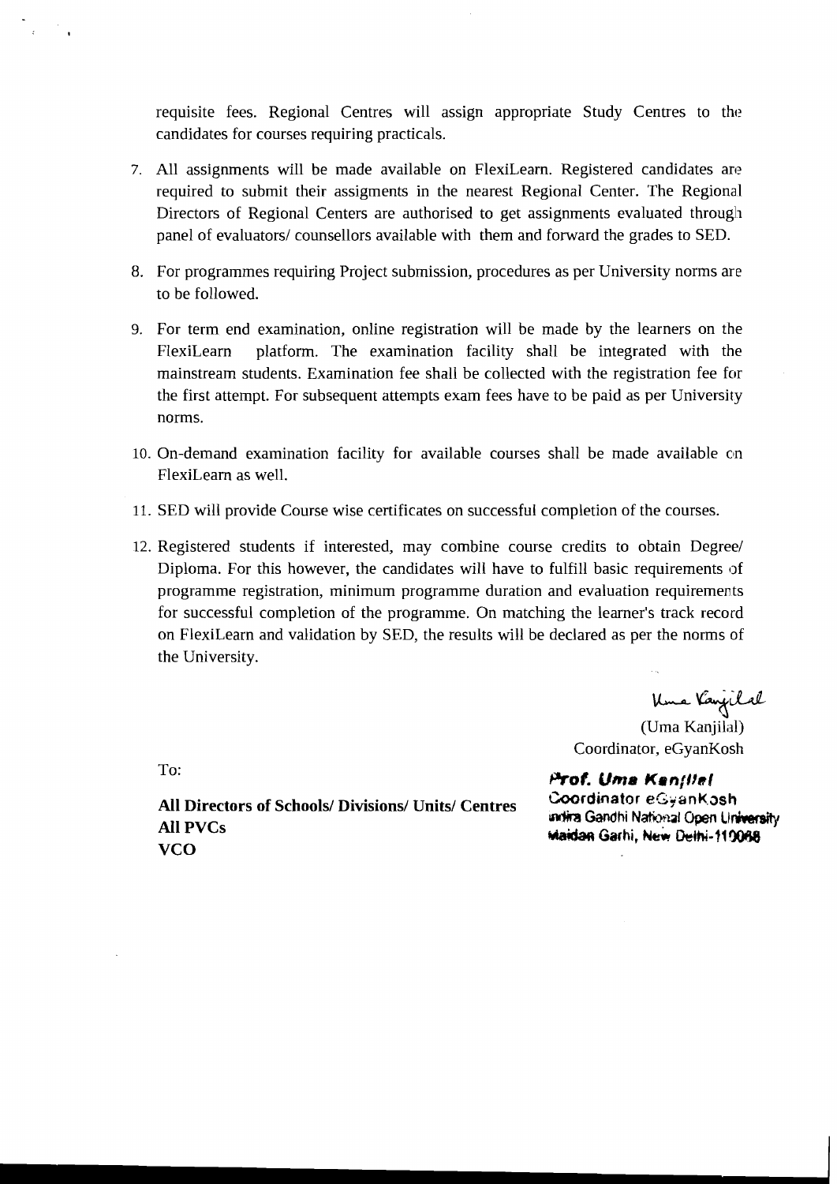requisite fees. Regional Centres will assign appropriate Study Centres to the candidates for courses requiring practicals.

7. All assignments will be made available on FlexiLearn. Registered candidates are required to submit their assigments in the nearest Regional Center. The Regional Directors of Regional Centers are authorised to get assignments evaluated through panel of evaluators/ counsellors available with them and forward the grades to SED.

8. For programmes requiring Project submission, procedures as per University norms are to be followed.

9. For term end examination, online registration will be made by the learners on the FlexiLearn platform. The examination facility shall be integrated with the mainstream students. Examination fee shall be collected with the registration fee for the first attempt. For subsequent attempts exam fees have to be paid as per University norms.

10. On-demand examination facility for available courses shall be made available on FlexiLearn as well.

11. SED will provide Course wise certificates on successful completion of the courses.

12. Registered students if interested, may combine course credits to obtain Degree/ Diploma. For this however, the candidates will have to fulfill basic requirements of programme registration, minimum programme duration and evaluation requirements for successful completion of the programme. On matching the learner's track record on FlexiLearn and validation by SED, the results will be declared as per the norms of the University.

Uma Kanjilal

(Uma Kanjilal)
Coordinator, eGyanKosh

**Prof. Uma Kanjilal**
Coordinator eGyanKosh
Indira Gandhi National Open University
Maidan Garhi, New Delhi-110068

To:

**All Directors of Schools/ Divisions/ Units/ Centres**
**All PVCs**
**VCO**